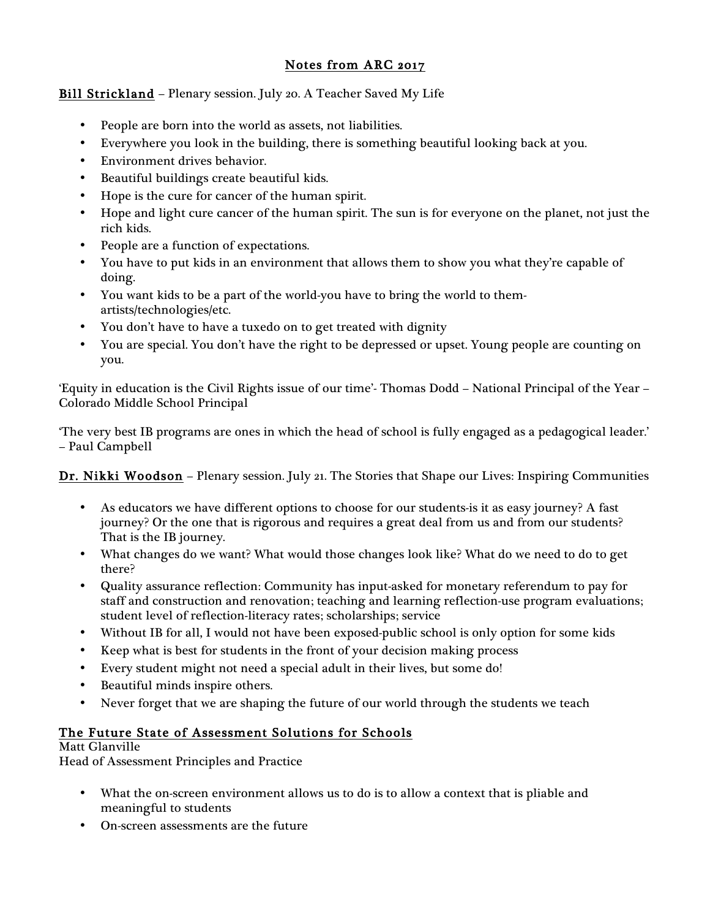# Notes from ARC 2017

**Bill Strickland** – Plenary session. July 20. A Teacher Saved My Life

- People are born into the world as assets, not liabilities.
- Everywhere you look in the building, there is something beautiful looking back at you.
- Environment drives behavior.
- Beautiful buildings create beautiful kids.
- Hope is the cure for cancer of the human spirit.
- Hope and light cure cancer of the human spirit. The sun is for everyone on the planet, not just the rich kids.
- People are a function of expectations.
- You have to put kids in an environment that allows them to show you what they're capable of doing.
- You want kids to be a part of the world-you have to bring the world to them-artists/technologies/etc.
- You don't have to have a tuxedo on to get treated with dignity
- You are special. You don't have the right to be depressed or upset. Young people are counting on you.

'Equity in education is the Civil Rights issue of our time'- Thomas Dodd – National Principal of the Year – Colorado Middle School Principal

'The very best IB programs are ones in which the head of school is fully engaged as a pedagogical leader.' – Paul Campbell

**Dr. Nikki Woodson** – Plenary session. July 21. The Stories that Shape our Lives: Inspiring Communities

- As educators we have different options to choose for our students-is it as easy journey? A fast journey? Or the one that is rigorous and requires a great deal from us and from our students? That is the IB journey.
- What changes do we want? What would those changes look like? What do we need to do to get there?
- Quality assurance reflection: Community has input-asked for monetary referendum to pay for staff and construction and renovation; teaching and learning reflection-use program evaluations; student level of reflection-literacy rates; scholarships; service
- Without IB for all, I would not have been exposed-public school is only option for some kids
- Keep what is best for students in the front of your decision making process
- Every student might not need a special adult in their lives, but some do!
- Beautiful minds inspire others.
- Never forget that we are shaping the future of our world through the students we teach

## The Future State of Assessment Solutions for Schools

Matt Glanville
Head of Assessment Principles and Practice

- What the on-screen environment allows us to do is to allow a context that is pliable and meaningful to students
- On-screen assessments are the future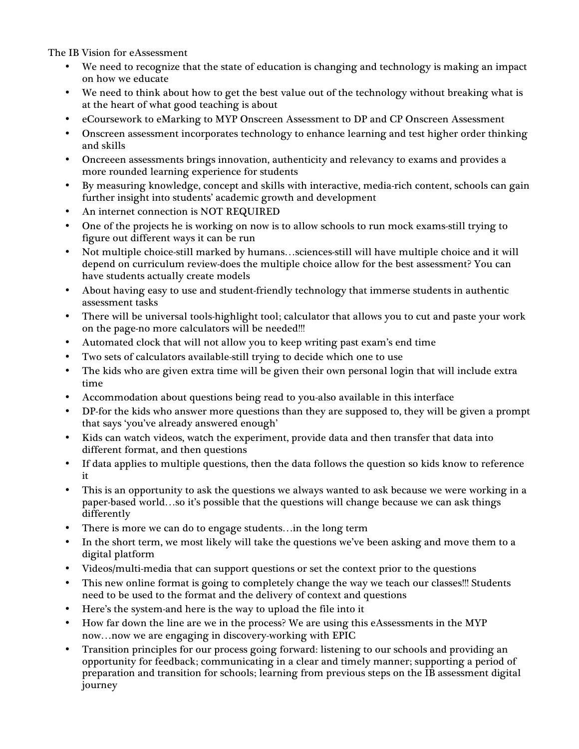The IB Vision for eAssessment

- We need to recognize that the state of education is changing and technology is making an impact on how we educate
- We need to think about how to get the best value out of the technology without breaking what is at the heart of what good teaching is about
- eCoursework to eMarking to MYP Onscreen Assessment to DP and CP Onscreen Assessment
- Onscreen assessment incorporates technology to enhance learning and test higher order thinking and skills
- Oncreeen assessments brings innovation, authenticity and relevancy to exams and provides a more rounded learning experience for students
- By measuring knowledge, concept and skills with interactive, media-rich content, schools can gain further insight into students' academic growth and development
- An internet connection is NOT REQUIRED
- One of the projects he is working on now is to allow schools to run mock exams-still trying to figure out different ways it can be run
- Not multiple choice-still marked by humans…sciences-still will have multiple choice and it will depend on curriculum review-does the multiple choice allow for the best assessment? You can have students actually create models
- About having easy to use and student-friendly technology that immerse students in authentic assessment tasks
- There will be universal tools-highlight tool; calculator that allows you to cut and paste your work on the page-no more calculators will be needed!!!
- Automated clock that will not allow you to keep writing past exam's end time
- Two sets of calculators available-still trying to decide which one to use
- The kids who are given extra time will be given their own personal login that will include extra time
- Accommodation about questions being read to you-also available in this interface
- DP-for the kids who answer more questions than they are supposed to, they will be given a prompt that says 'you've already answered enough'
- Kids can watch videos, watch the experiment, provide data and then transfer that data into different format, and then questions
- If data applies to multiple questions, then the data follows the question so kids know to reference it
- This is an opportunity to ask the questions we always wanted to ask because we were working in a paper-based world…so it's possible that the questions will change because we can ask things differently
- There is more we can do to engage students…in the long term
- In the short term, we most likely will take the questions we've been asking and move them to a digital platform
- Videos/multi-media that can support questions or set the context prior to the questions
- This new online format is going to completely change the way we teach our classes!!! Students need to be used to the format and the delivery of context and questions
- Here's the system-and here is the way to upload the file into it
- How far down the line are we in the process? We are using this eAssessments in the MYP now…now we are engaging in discovery-working with EPIC
- Transition principles for our process going forward: listening to our schools and providing an opportunity for feedback; communicating in a clear and timely manner; supporting a period of preparation and transition for schools; learning from previous steps on the IB assessment digital journey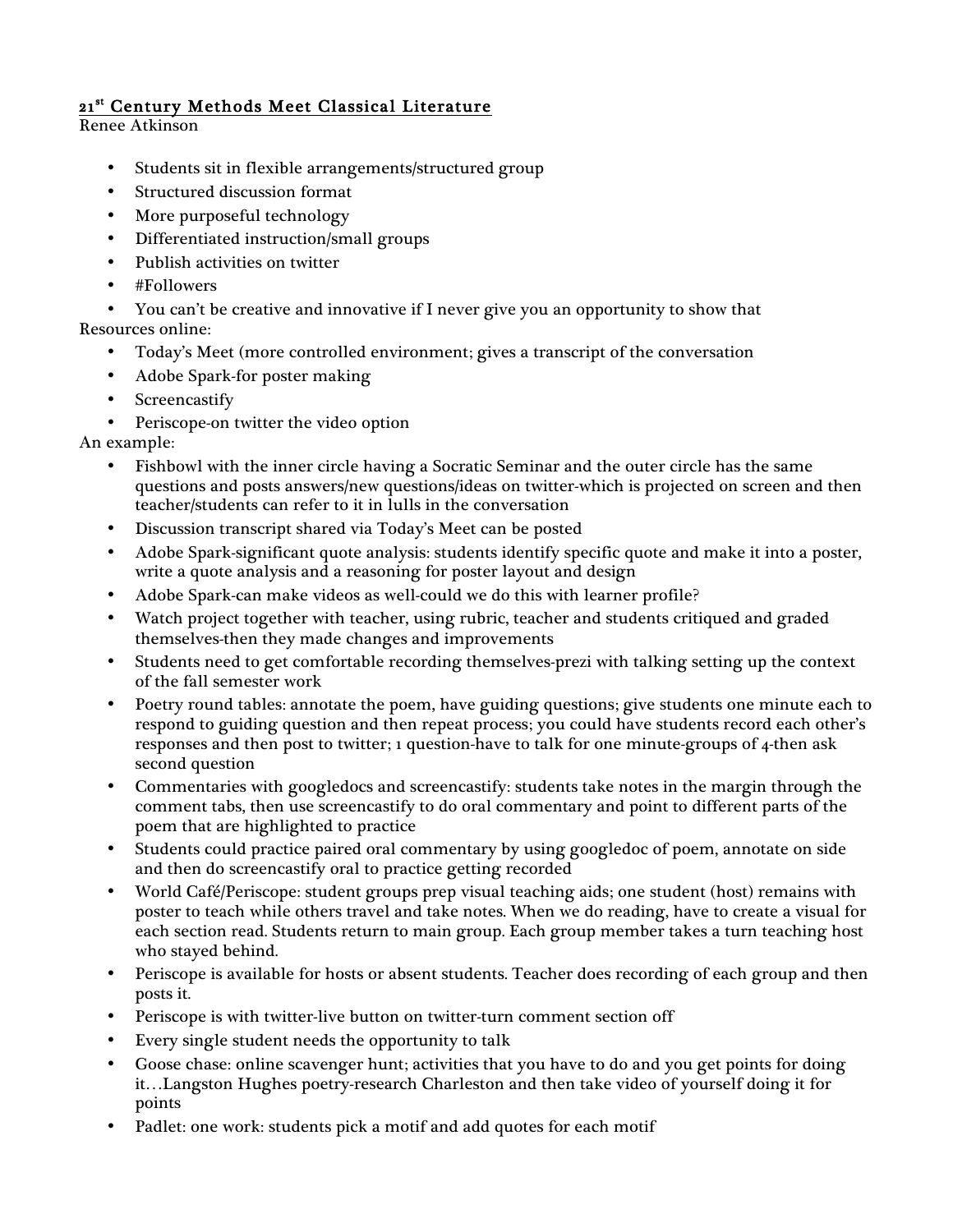# 21st Century Methods Meet Classical Literature

Renee Atkinson

- Students sit in flexible arrangements/structured group
- Structured discussion format
- More purposeful technology
- Differentiated instruction/small groups
- Publish activities on twitter
- #Followers
- You can't be creative and innovative if I never give you an opportunity to show that

Resources online:

- Today's Meet (more controlled environment; gives a transcript of the conversation
- Adobe Spark-for poster making
- Screencastify
- Periscope-on twitter the video option

An example:

- Fishbowl with the inner circle having a Socratic Seminar and the outer circle has the same questions and posts answers/new questions/ideas on twitter-which is projected on screen and then teacher/students can refer to it in lulls in the conversation
- Discussion transcript shared via Today's Meet can be posted
- Adobe Spark-significant quote analysis: students identify specific quote and make it into a poster, write a quote analysis and a reasoning for poster layout and design
- Adobe Spark-can make videos as well-could we do this with learner profile?
- Watch project together with teacher, using rubric, teacher and students critiqued and graded themselves-then they made changes and improvements
- Students need to get comfortable recording themselves-prezi with talking setting up the context of the fall semester work
- Poetry round tables: annotate the poem, have guiding questions; give students one minute each to respond to guiding question and then repeat process; you could have students record each other's responses and then post to twitter; 1 question-have to talk for one minute-groups of 4-then ask second question
- Commentaries with googledocs and screencastify: students take notes in the margin through the comment tabs, then use screencastify to do oral commentary and point to different parts of the poem that are highlighted to practice
- Students could practice paired oral commentary by using googledoc of poem, annotate on side and then do screencastify oral to practice getting recorded
- World Café/Periscope: student groups prep visual teaching aids; one student (host) remains with poster to teach while others travel and take notes. When we do reading, have to create a visual for each section read. Students return to main group. Each group member takes a turn teaching host who stayed behind.
- Periscope is available for hosts or absent students. Teacher does recording of each group and then posts it.
- Periscope is with twitter-live button on twitter-turn comment section off
- Every single student needs the opportunity to talk
- Goose chase: online scavenger hunt; activities that you have to do and you get points for doing it…Langston Hughes poetry-research Charleston and then take video of yourself doing it for points
- Padlet: one work: students pick a motif and add quotes for each motif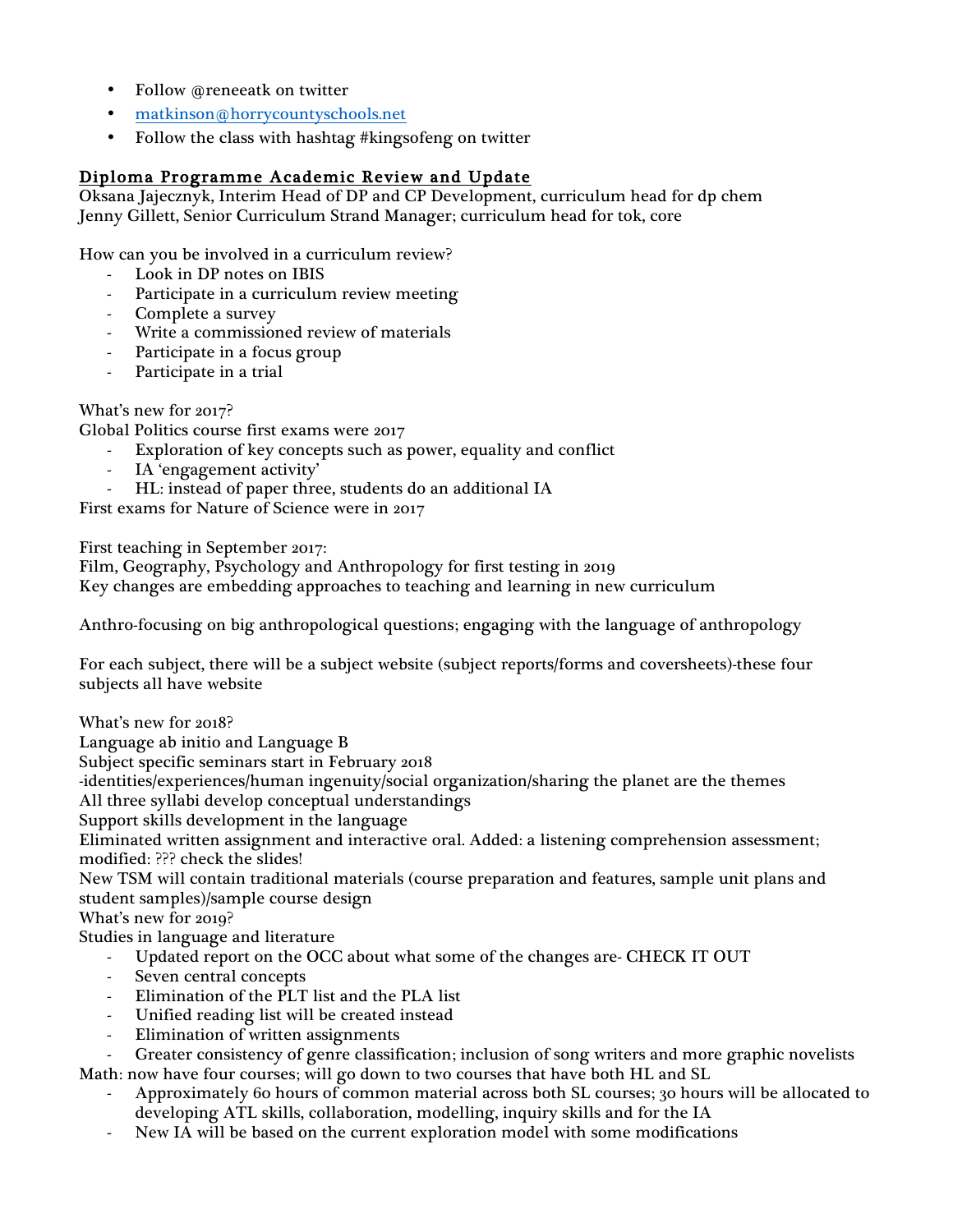- Follow @reneeatk on twitter
- matkinson@horrycountyschools.net
- Follow the class with hashtag #kingsofeng on twitter

## Diploma Programme Academic Review and Update

Oksana Jajecznyk, Interim Head of DP and CP Development, curriculum head for dp chem
Jenny Gillett, Senior Curriculum Strand Manager; curriculum head for tok, core

How can you be involved in a curriculum review?

- Look in DP notes on IBIS
- Participate in a curriculum review meeting
- Complete a survey
- Write a commissioned review of materials
- Participate in a focus group
- Participate in a trial

What's new for 2017?
Global Politics course first exams were 2017

- Exploration of key concepts such as power, equality and conflict
- IA 'engagement activity'
- HL: instead of paper three, students do an additional IA

First exams for Nature of Science were in 2017

First teaching in September 2017:
Film, Geography, Psychology and Anthropology for first testing in 2019
Key changes are embedding approaches to teaching and learning in new curriculum

Anthro-focusing on big anthropological questions; engaging with the language of anthropology

For each subject, there will be a subject website (subject reports/forms and coversheets)-these four subjects all have website

What's new for 2018?
Language ab initio and Language B
Subject specific seminars start in February 2018
-identities/experiences/human ingenuity/social organization/sharing the planet are the themes
All three syllabi develop conceptual understandings
Support skills development in the language
Eliminated written assignment and interactive oral. Added: a listening comprehension assessment; modified: ??? check the slides!
New TSM will contain traditional materials (course preparation and features, sample unit plans and student samples)/sample course design
What's new for 2019?
Studies in language and literature

- Updated report on the OCC about what some of the changes are- CHECK IT OUT
- Seven central concepts
- Elimination of the PLT list and the PLA list
- Unified reading list will be created instead
- Elimination of written assignments
- Greater consistency of genre classification; inclusion of song writers and more graphic novelists

Math: now have four courses; will go down to two courses that have both HL and SL

- Approximately 60 hours of common material across both SL courses; 30 hours will be allocated to developing ATL skills, collaboration, modelling, inquiry skills and for the IA
- New IA will be based on the current exploration model with some modifications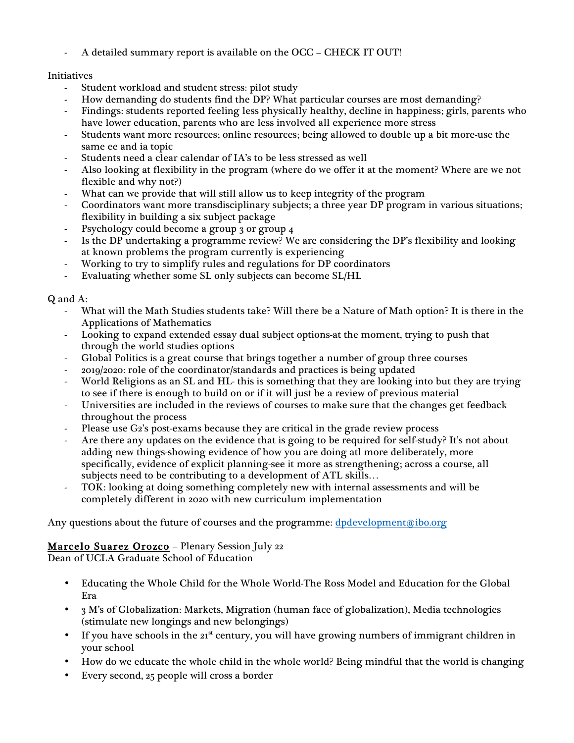- A detailed summary report is available on the OCC – CHECK IT OUT!

Initiatives

- Student workload and student stress: pilot study
- How demanding do students find the DP? What particular courses are most demanding?
- Findings: students reported feeling less physically healthy, decline in happiness; girls, parents who have lower education, parents who are less involved all experience more stress
- Students want more resources; online resources; being allowed to double up a bit more-use the same ee and ia topic
- Students need a clear calendar of IA's to be less stressed as well
- Also looking at flexibility in the program (where do we offer it at the moment? Where are we not flexible and why not?)
- What can we provide that will still allow us to keep integrity of the program
- Coordinators want more transdisciplinary subjects; a three year DP program in various situations; flexibility in building a six subject package
- Psychology could become a group 3 or group 4
- Is the DP undertaking a programme review? We are considering the DP's flexibility and looking at known problems the program currently is experiencing
- Working to try to simplify rules and regulations for DP coordinators
- Evaluating whether some SL only subjects can become SL/HL

Q and A:

- What will the Math Studies students take? Will there be a Nature of Math option? It is there in the Applications of Mathematics
- Looking to expand extended essay dual subject options-at the moment, trying to push that through the world studies options
- Global Politics is a great course that brings together a number of group three courses
- 2019/2020: role of the coordinator/standards and practices is being updated
- World Religions as an SL and HL- this is something that they are looking into but they are trying to see if there is enough to build on or if it will just be a review of previous material
- Universities are included in the reviews of courses to make sure that the changes get feedback throughout the process
- Please use G2's post-exams because they are critical in the grade review process
- Are there any updates on the evidence that is going to be required for self-study? It's not about adding new things-showing evidence of how you are doing atl more deliberately, more specifically, evidence of explicit planning-see it more as strengthening; across a course, all subjects need to be contributing to a development of ATL skills…
- TOK: looking at doing something completely new with internal assessments and will be completely different in 2020 with new curriculum implementation

Any questions about the future of courses and the programme: dpdevelopment@ibo.org

<u>Marcelo Suarez Orozco</u> – Plenary Session July 22
Dean of UCLA Graduate School of Education

- Educating the Whole Child for the Whole World-The Ross Model and Education for the Global Era
- 3 M's of Globalization: Markets, Migration (human face of globalization), Media technologies (stimulate new longings and new belongings)
- If you have schools in the 21st century, you will have growing numbers of immigrant children in your school
- How do we educate the whole child in the whole world? Being mindful that the world is changing
- Every second, 25 people will cross a border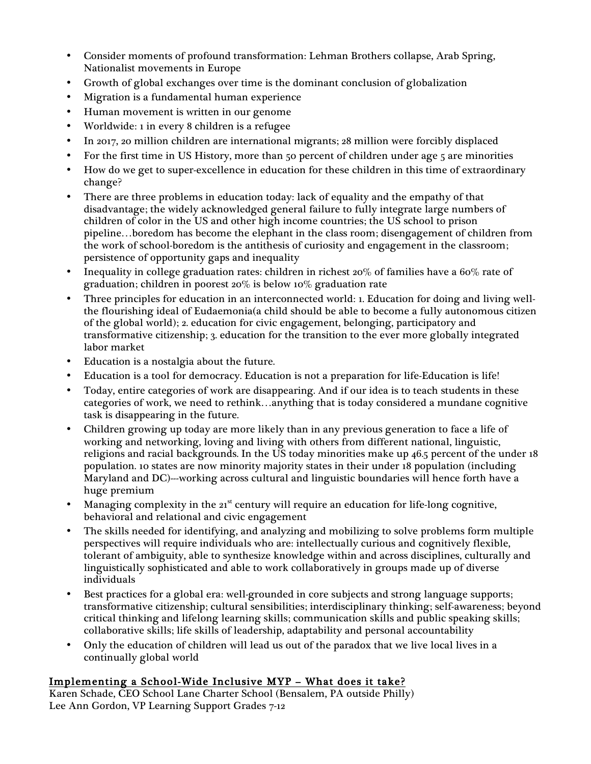- Consider moments of profound transformation: Lehman Brothers collapse, Arab Spring, Nationalist movements in Europe
- Growth of global exchanges over time is the dominant conclusion of globalization
- Migration is a fundamental human experience
- Human movement is written in our genome
- Worldwide: 1 in every 8 children is a refugee
- In 2017, 20 million children are international migrants; 28 million were forcibly displaced
- For the first time in US History, more than 50 percent of children under age 5 are minorities
- How do we get to super-excellence in education for these children in this time of extraordinary change?
- There are three problems in education today: lack of equality and the empathy of that disadvantage; the widely acknowledged general failure to fully integrate large numbers of children of color in the US and other high income countries; the US school to prison pipeline…boredom has become the elephant in the class room; disengagement of children from the work of school-boredom is the antithesis of curiosity and engagement in the classroom; persistence of opportunity gaps and inequality
- Inequality in college graduation rates: children in richest 20% of families have a 60% rate of graduation; children in poorest 20% is below 10% graduation rate
- Three principles for education in an interconnected world: 1. Education for doing and living well-the flourishing ideal of Eudaemonia(a child should be able to become a fully autonomous citizen of the global world); 2. education for civic engagement, belonging, participatory and transformative citizenship; 3. education for the transition to the ever more globally integrated labor market
- Education is a nostalgia about the future.
- Education is a tool for democracy. Education is not a preparation for life-Education is life!
- Today, entire categories of work are disappearing. And if our idea is to teach students in these categories of work, we need to rethink…anything that is today considered a mundane cognitive task is disappearing in the future.
- Children growing up today are more likely than in any previous generation to face a life of working and networking, loving and living with others from different national, linguistic, religions and racial backgrounds. In the US today minorities make up 46.5 percent of the under 18 population. 10 states are now minority majority states in their under 18 population (including Maryland and DC)---working across cultural and linguistic boundaries will hence forth have a huge premium
- Managing complexity in the 21st century will require an education for life-long cognitive, behavioral and relational and civic engagement
- The skills needed for identifying, and analyzing and mobilizing to solve problems form multiple perspectives will require individuals who are: intellectually curious and cognitively flexible, tolerant of ambiguity, able to synthesize knowledge within and across disciplines, culturally and linguistically sophisticated and able to work collaboratively in groups made up of diverse individuals
- Best practices for a global era: well-grounded in core subjects and strong language supports; transformative citizenship; cultural sensibilities; interdisciplinary thinking; self-awareness; beyond critical thinking and lifelong learning skills; communication skills and public speaking skills; collaborative skills; life skills of leadership, adaptability and personal accountability
- Only the education of children will lead us out of the paradox that we live local lives in a continually global world

## Implementing a School-Wide Inclusive MYP – What does it take?

Karen Schade, CEO School Lane Charter School (Bensalem, PA outside Philly)
Lee Ann Gordon, VP Learning Support Grades 7-12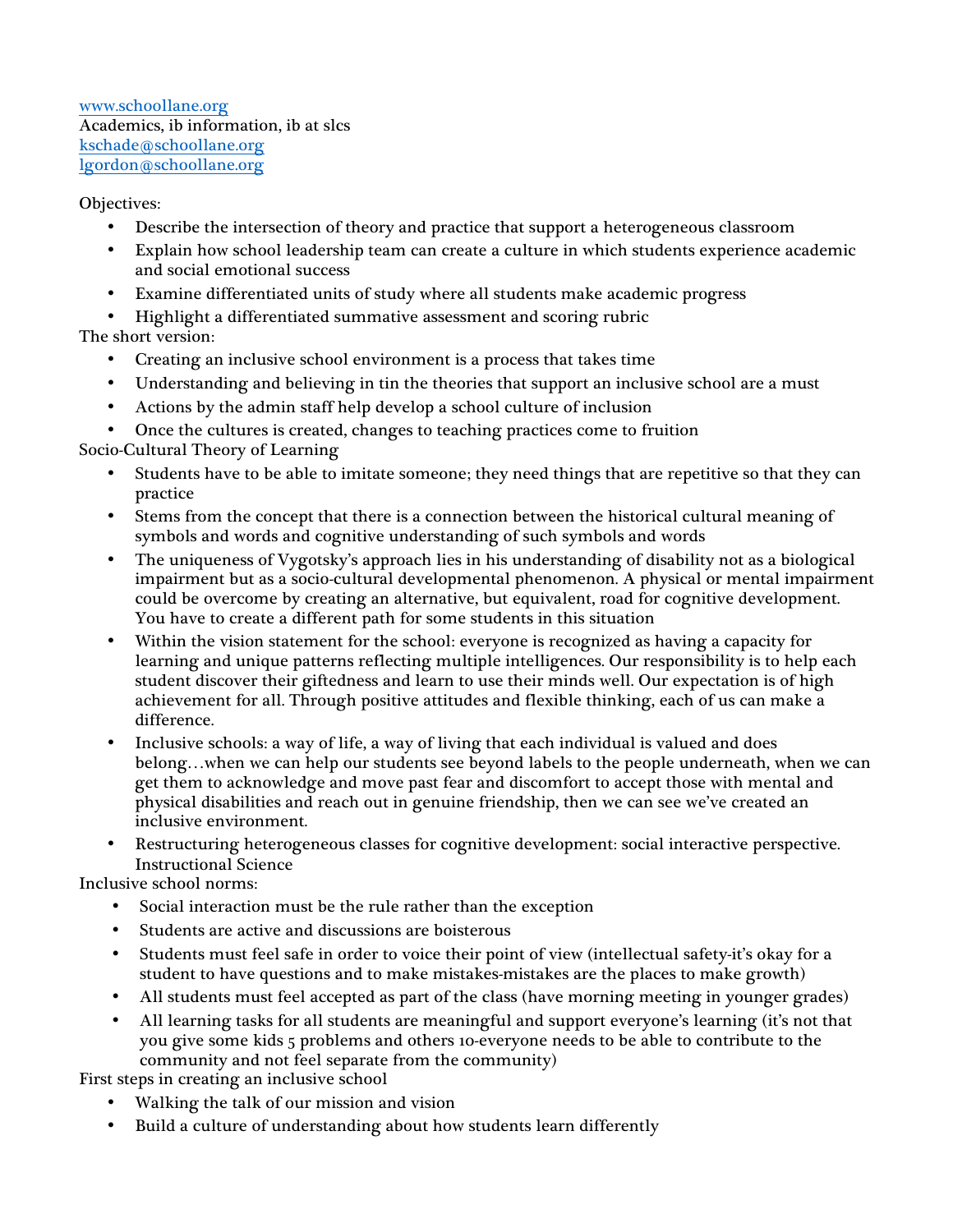[www.schoollane.org](http://www.schoollane.org)
Academics, ib information, ib at slcs
[kschade@schoollane.org](mailto:kschade@schoollane.org)
[lgordon@schoollane.org](mailto:lgordon@schoollane.org)

Objectives:

- Describe the intersection of theory and practice that support a heterogeneous classroom
- Explain how school leadership team can create a culture in which students experience academic and social emotional success
- Examine differentiated units of study where all students make academic progress
- Highlight a differentiated summative assessment and scoring rubric

The short version:

- Creating an inclusive school environment is a process that takes time
- Understanding and believing in tin the theories that support an inclusive school are a must
- Actions by the admin staff help develop a school culture of inclusion
- Once the cultures is created, changes to teaching practices come to fruition

Socio-Cultural Theory of Learning

- Students have to be able to imitate someone; they need things that are repetitive so that they can practice
- Stems from the concept that there is a connection between the historical cultural meaning of symbols and words and cognitive understanding of such symbols and words
- The uniqueness of Vygotsky's approach lies in his understanding of disability not as a biological impairment but as a socio-cultural developmental phenomenon. A physical or mental impairment could be overcome by creating an alternative, but equivalent, road for cognitive development. You have to create a different path for some students in this situation
- Within the vision statement for the school: everyone is recognized as having a capacity for learning and unique patterns reflecting multiple intelligences. Our responsibility is to help each student discover their giftedness and learn to use their minds well. Our expectation is of high achievement for all. Through positive attitudes and flexible thinking, each of us can make a difference.
- Inclusive schools: a way of life, a way of living that each individual is valued and does belong…when we can help our students see beyond labels to the people underneath, when we can get them to acknowledge and move past fear and discomfort to accept those with mental and physical disabilities and reach out in genuine friendship, then we can see we've created an inclusive environment.
- Restructuring heterogeneous classes for cognitive development: social interactive perspective. Instructional Science

Inclusive school norms:

- Social interaction must be the rule rather than the exception
- Students are active and discussions are boisterous
- Students must feel safe in order to voice their point of view (intellectual safety-it's okay for a student to have questions and to make mistakes-mistakes are the places to make growth)
- All students must feel accepted as part of the class (have morning meeting in younger grades)
- All learning tasks for all students are meaningful and support everyone's learning (it's not that you give some kids 5 problems and others 10-everyone needs to be able to contribute to the community and not feel separate from the community)

First steps in creating an inclusive school

- Walking the talk of our mission and vision
- Build a culture of understanding about how students learn differently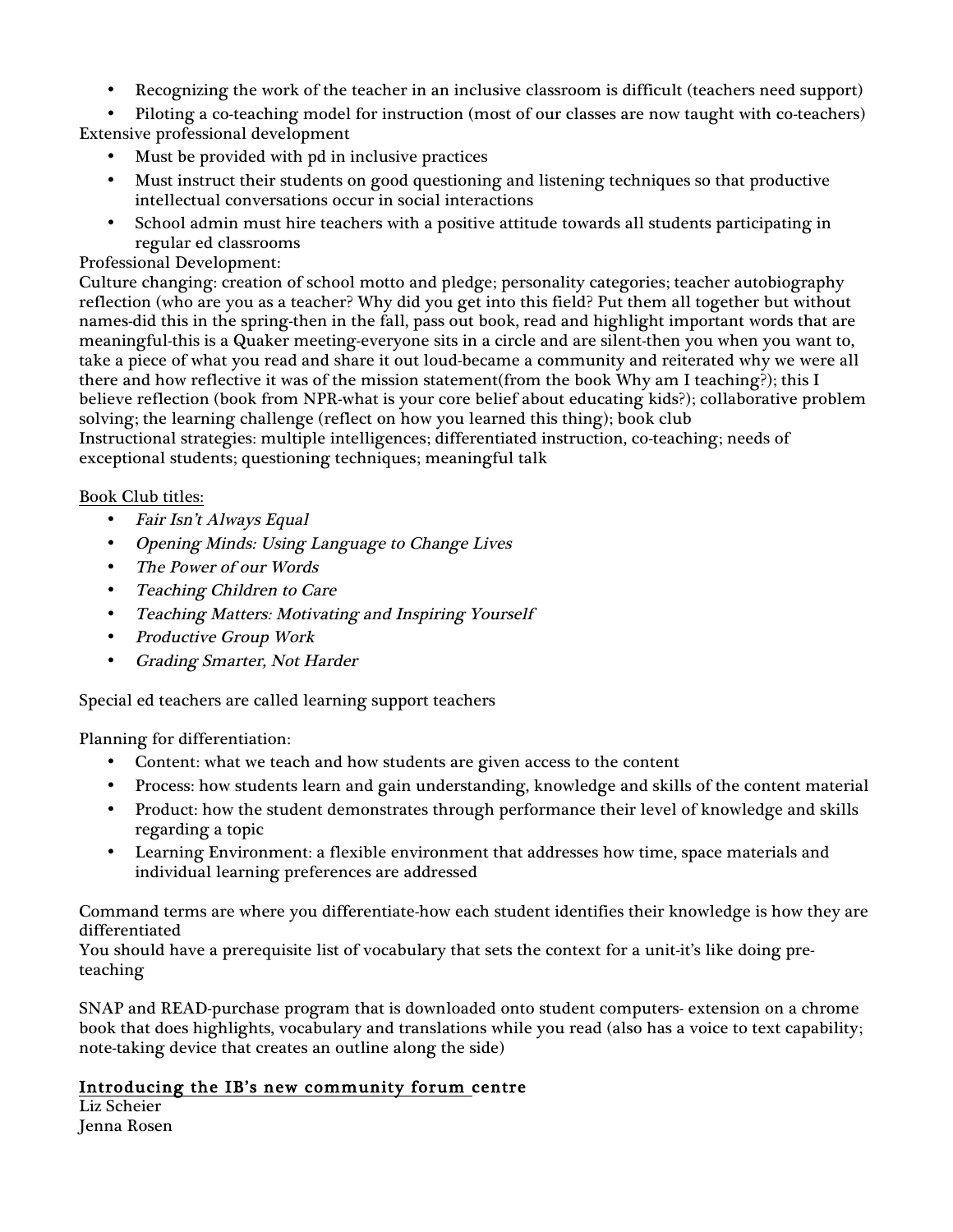- Recognizing the work of the teacher in an inclusive classroom is difficult (teachers need support)
- Piloting a co-teaching model for instruction (most of our classes are now taught with co-teachers)

Extensive professional development

- Must be provided with pd in inclusive practices
- Must instruct their students on good questioning and listening techniques so that productive intellectual conversations occur in social interactions
- School admin must hire teachers with a positive attitude towards all students participating in regular ed classrooms

Professional Development:

Culture changing: creation of school motto and pledge; personality categories; teacher autobiography reflection (who are you as a teacher? Why did you get into this field? Put them all together but without names-did this in the spring-then in the fall, pass out book, read and highlight important words that are meaningful-this is a Quaker meeting-everyone sits in a circle and are silent-then you when you want to, take a piece of what you read and share it out loud-became a community and reiterated why we were all there and how reflective it was of the mission statement(from the book Why am I teaching?); this I believe reflection (book from NPR-what is your core belief about educating kids?); collaborative problem solving; the learning challenge (reflect on how you learned this thing); book club

Instructional strategies: multiple intelligences; differentiated instruction, co-teaching; needs of exceptional students; questioning techniques; meaningful talk

<u>Book Club titles:</u>

- *Fair Isn't Always Equal*
- *Opening Minds: Using Language to Change Lives*
- *The Power of our Words*
- *Teaching Children to Care*
- *Teaching Matters: Motivating and Inspiring Yourself*
- *Productive Group Work*
- *Grading Smarter, Not Harder*

Special ed teachers are called learning support teachers

Planning for differentiation:

- Content: what we teach and how students are given access to the content
- Process: how students learn and gain understanding, knowledge and skills of the content material
- Product: how the student demonstrates through performance their level of knowledge and skills regarding a topic
- Learning Environment: a flexible environment that addresses how time, space materials and individual learning preferences are addressed

Command terms are where you differentiate-how each student identifies their knowledge is how they are differentiated

You should have a prerequisite list of vocabulary that sets the context for a unit-it's like doing pre-teaching

SNAP and READ-purchase program that is downloaded onto student computers- extension on a chrome book that does highlights, vocabulary and translations while you read (also has a voice to text capability; note-taking device that creates an outline along the side)

## <u>Introducing the IB's new community forum</u> centre

Liz Scheier
Jenna Rosen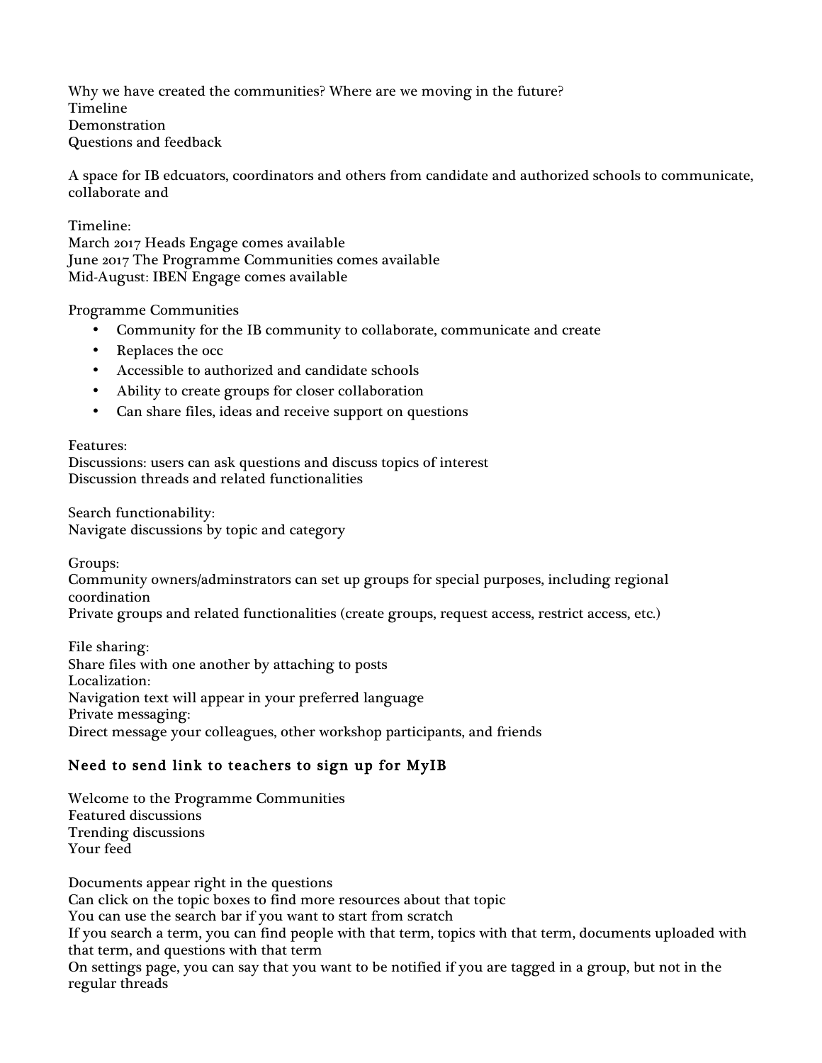Why we have created the communities? Where are we moving in the future?
Timeline
Demonstration
Questions and feedback

A space for IB edcuators, coordinators and others from candidate and authorized schools to communicate, collaborate and

Timeline:
March 2017 Heads Engage comes available
June 2017 The Programme Communities comes available
Mid-August: IBEN Engage comes available

Programme Communities

- Community for the IB community to collaborate, communicate and create
- Replaces the occ
- Accessible to authorized and candidate schools
- Ability to create groups for closer collaboration
- Can share files, ideas and receive support on questions

Features:
Discussions: users can ask questions and discuss topics of interest
Discussion threads and related functionalities

Search functionability:
Navigate discussions by topic and category

Groups:
Community owners/adminstrators can set up groups for special purposes, including regional coordination
Private groups and related functionalities (create groups, request access, restrict access, etc.)

File sharing:
Share files with one another by attaching to posts
Localization:
Navigation text will appear in your preferred language
Private messaging:
Direct message your colleagues, other workshop participants, and friends

### Need to send link to teachers to sign up for MyIB

Welcome to the Programme Communities
Featured discussions
Trending discussions
Your feed

Documents appear right in the questions
Can click on the topic boxes to find more resources about that topic
You can use the search bar if you want to start from scratch
If you search a term, you can find people with that term, topics with that term, documents uploaded with that term, and questions with that term
On settings page, you can say that you want to be notified if you are tagged in a group, but not in the regular threads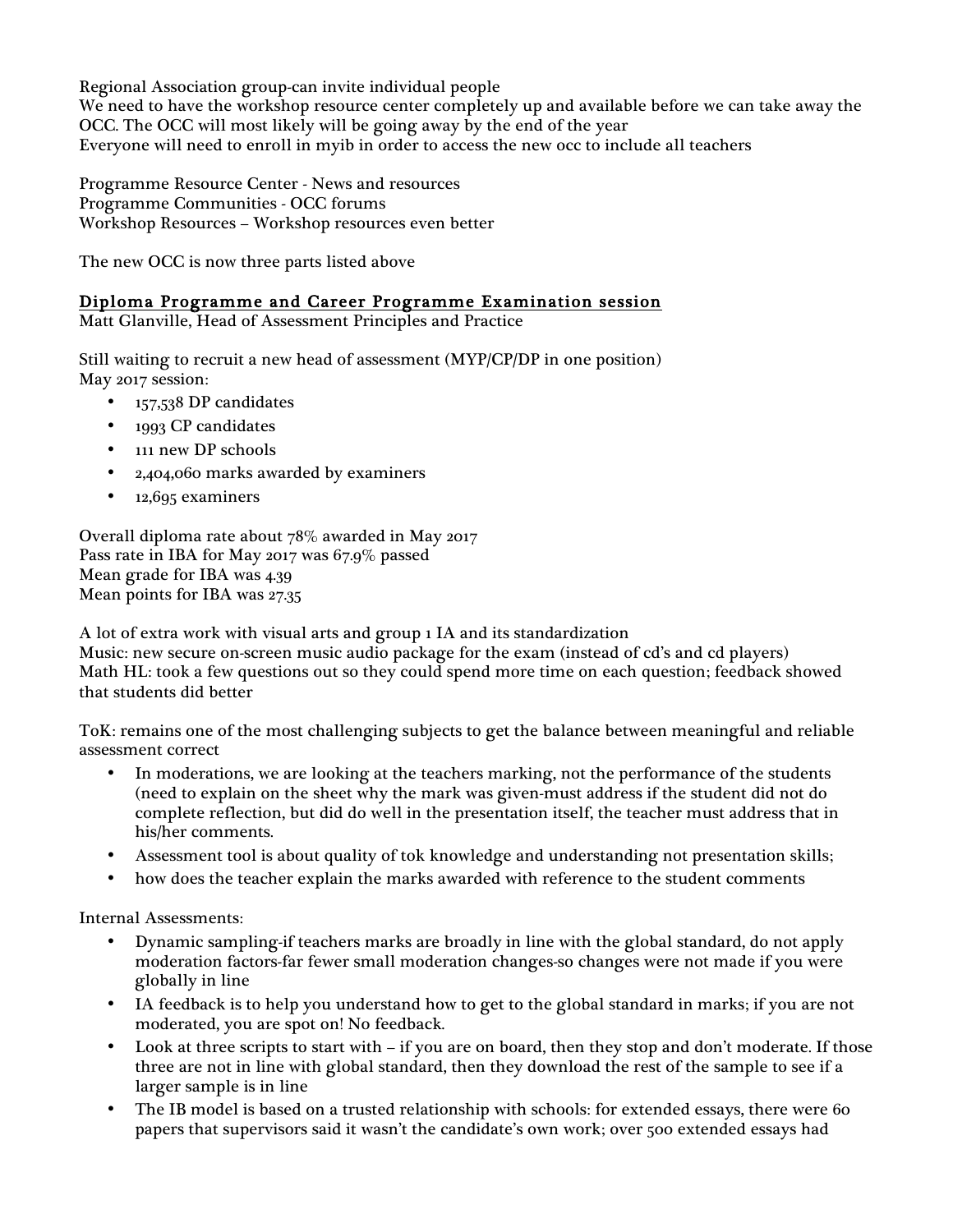Regional Association group-can invite individual people
We need to have the workshop resource center completely up and available before we can take away the OCC. The OCC will most likely will be going away by the end of the year
Everyone will need to enroll in myib in order to access the new occ to include all teachers

Programme Resource Center - News and resources
Programme Communities - OCC forums
Workshop Resources – Workshop resources even better

The new OCC is now three parts listed above

## Diploma Programme and Career Programme Examination session

Matt Glanville, Head of Assessment Principles and Practice

Still waiting to recruit a new head of assessment (MYP/CP/DP in one position)
May 2017 session:

- 157,538 DP candidates
- 1993 CP candidates
- 111 new DP schools
- 2,404,060 marks awarded by examiners
- 12,695 examiners

Overall diploma rate about 78% awarded in May 2017
Pass rate in IBA for May 2017 was 67.9% passed
Mean grade for IBA was 4.39
Mean points for IBA was 27.35

A lot of extra work with visual arts and group 1 IA and its standardization
Music: new secure on-screen music audio package for the exam (instead of cd's and cd players)
Math HL: took a few questions out so they could spend more time on each question; feedback showed that students did better

ToK: remains one of the most challenging subjects to get the balance between meaningful and reliable assessment correct

- In moderations, we are looking at the teachers marking, not the performance of the students (need to explain on the sheet why the mark was given-must address if the student did not do complete reflection, but did do well in the presentation itself, the teacher must address that in his/her comments.
- Assessment tool is about quality of tok knowledge and understanding not presentation skills;
- how does the teacher explain the marks awarded with reference to the student comments

Internal Assessments:

- Dynamic sampling-if teachers marks are broadly in line with the global standard, do not apply moderation factors-far fewer small moderation changes-so changes were not made if you were globally in line
- IA feedback is to help you understand how to get to the global standard in marks; if you are not moderated, you are spot on! No feedback.
- Look at three scripts to start with – if you are on board, then they stop and don't moderate. If those three are not in line with global standard, then they download the rest of the sample to see if a larger sample is in line
- The IB model is based on a trusted relationship with schools: for extended essays, there were 60 papers that supervisors said it wasn't the candidate's own work; over 500 extended essays had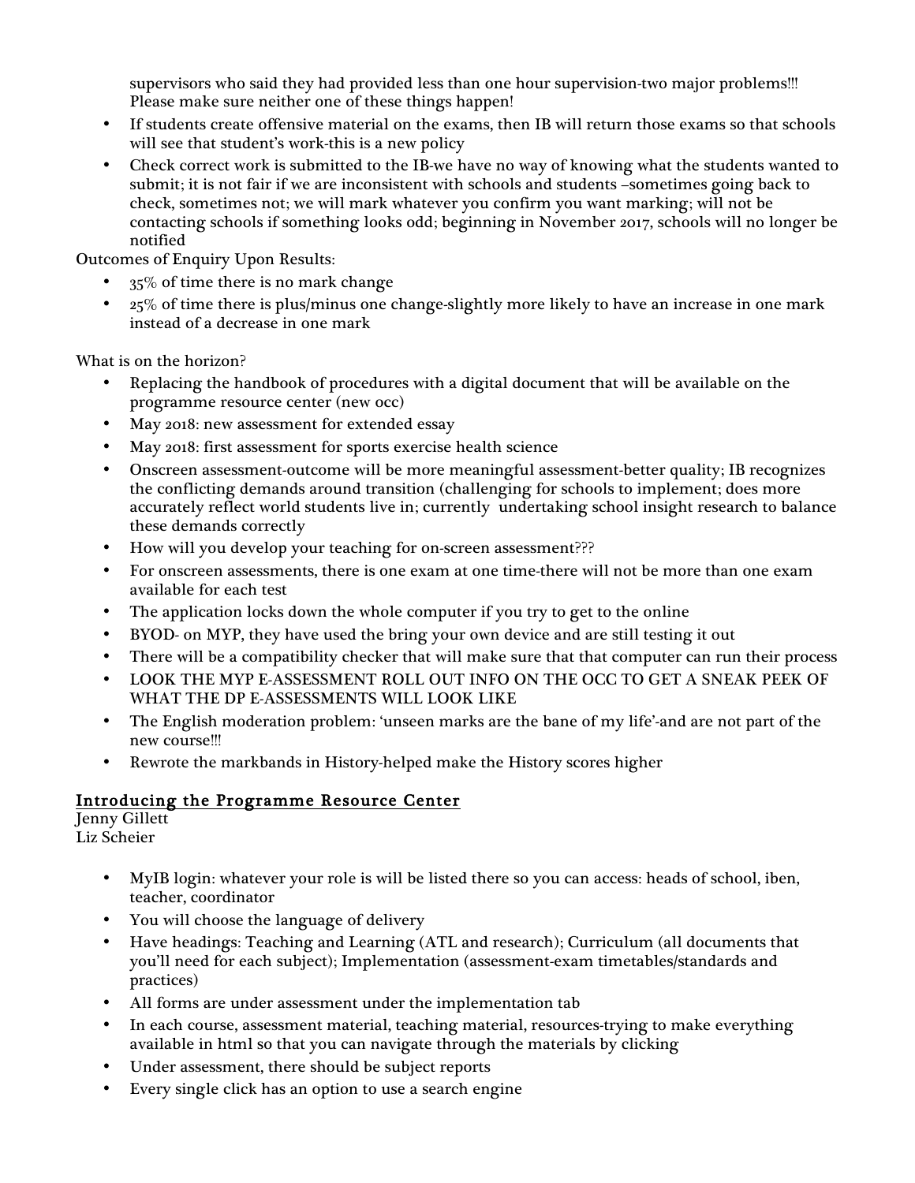supervisors who said they had provided less than one hour supervision-two major problems!!! Please make sure neither one of these things happen!

- If students create offensive material on the exams, then IB will return those exams so that schools will see that student's work-this is a new policy
- Check correct work is submitted to the IB-we have no way of knowing what the students wanted to submit; it is not fair if we are inconsistent with schools and students –sometimes going back to check, sometimes not; we will mark whatever you confirm you want marking; will not be contacting schools if something looks odd; beginning in November 2017, schools will no longer be notified

Outcomes of Enquiry Upon Results:

- 35% of time there is no mark change
- 25% of time there is plus/minus one change-slightly more likely to have an increase in one mark instead of a decrease in one mark

What is on the horizon?

- Replacing the handbook of procedures with a digital document that will be available on the programme resource center (new occ)
- May 2018: new assessment for extended essay
- May 2018: first assessment for sports exercise health science
- Onscreen assessment-outcome will be more meaningful assessment-better quality; IB recognizes the conflicting demands around transition (challenging for schools to implement; does more accurately reflect world students live in; currently undertaking school insight research to balance these demands correctly
- How will you develop your teaching for on-screen assessment???
- For onscreen assessments, there is one exam at one time-there will not be more than one exam available for each test
- The application locks down the whole computer if you try to get to the online
- BYOD- on MYP, they have used the bring your own device and are still testing it out
- There will be a compatibility checker that will make sure that that computer can run their process
- LOOK THE MYP E-ASSESSMENT ROLL OUT INFO ON THE OCC TO GET A SNEAK PEEK OF WHAT THE DP E-ASSESSMENTS WILL LOOK LIKE
- The English moderation problem: 'unseen marks are the bane of my life'-and are not part of the new course!!!
- Rewrote the markbands in History-helped make the History scores higher

## Introducing the Programme Resource Center

Jenny Gillett
Liz Scheier

- MyIB login: whatever your role is will be listed there so you can access: heads of school, iben, teacher, coordinator
- You will choose the language of delivery
- Have headings: Teaching and Learning (ATL and research); Curriculum (all documents that you'll need for each subject); Implementation (assessment-exam timetables/standards and practices)
- All forms are under assessment under the implementation tab
- In each course, assessment material, teaching material, resources-trying to make everything available in html so that you can navigate through the materials by clicking
- Under assessment, there should be subject reports
- Every single click has an option to use a search engine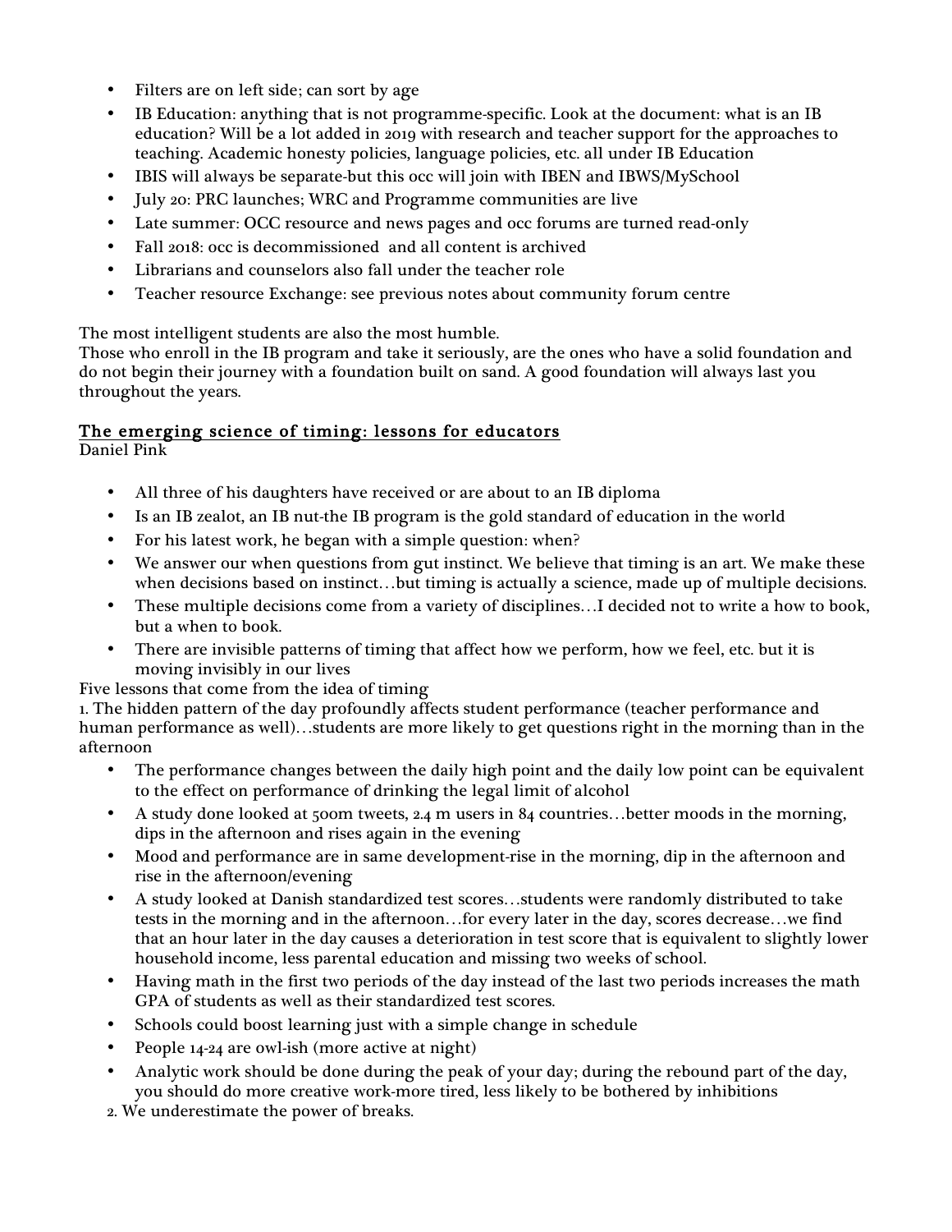- Filters are on left side; can sort by age
- IB Education: anything that is not programme-specific. Look at the document: what is an IB education? Will be a lot added in 2019 with research and teacher support for the approaches to teaching. Academic honesty policies, language policies, etc. all under IB Education
- IBIS will always be separate-but this occ will join with IBEN and IBWS/MySchool
- July 20: PRC launches; WRC and Programme communities are live
- Late summer: OCC resource and news pages and occ forums are turned read-only
- Fall 2018: occ is decommissioned and all content is archived
- Librarians and counselors also fall under the teacher role
- Teacher resource Exchange: see previous notes about community forum centre

The most intelligent students are also the most humble.
Those who enroll in the IB program and take it seriously, are the ones who have a solid foundation and do not begin their journey with a foundation built on sand. A good foundation will always last you throughout the years.

## The emerging science of timing: lessons for educators

Daniel Pink

- All three of his daughters have received or are about to an IB diploma
- Is an IB zealot, an IB nut-the IB program is the gold standard of education in the world
- For his latest work, he began with a simple question: when?
- We answer our when questions from gut instinct. We believe that timing is an art. We make these when decisions based on instinct…but timing is actually a science, made up of multiple decisions.
- These multiple decisions come from a variety of disciplines…I decided not to write a how to book, but a when to book.
- There are invisible patterns of timing that affect how we perform, how we feel, etc. but it is moving invisibly in our lives

Five lessons that come from the idea of timing

1. The hidden pattern of the day profoundly affects student performance (teacher performance and human performance as well)…students are more likely to get questions right in the morning than in the afternoon
   - The performance changes between the daily high point and the daily low point can be equivalent to the effect on performance of drinking the legal limit of alcohol
   - A study done looked at 500m tweets, 2.4 m users in 84 countries…better moods in the morning, dips in the afternoon and rises again in the evening
   - Mood and performance are in same development-rise in the morning, dip in the afternoon and rise in the afternoon/evening
   - A study looked at Danish standardized test scores…students were randomly distributed to take tests in the morning and in the afternoon…for every later in the day, scores decrease…we find that an hour later in the day causes a deterioration in test score that is equivalent to slightly lower household income, less parental education and missing two weeks of school.
   - Having math in the first two periods of the day instead of the last two periods increases the math GPA of students as well as their standardized test scores.
   - Schools could boost learning just with a simple change in schedule
   - People 14-24 are owl-ish (more active at night)
   - Analytic work should be done during the peak of your day; during the rebound part of the day, you should do more creative work-more tired, less likely to be bothered by inhibitions
2. We underestimate the power of breaks.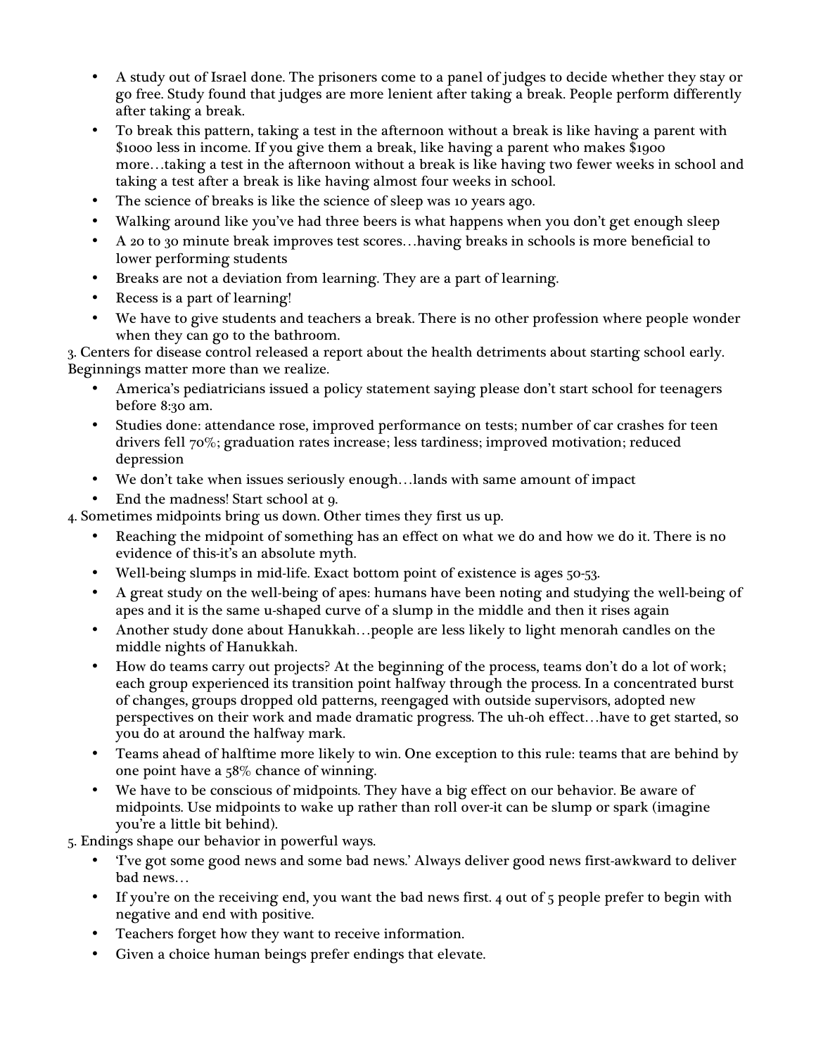- A study out of Israel done. The prisoners come to a panel of judges to decide whether they stay or go free. Study found that judges are more lenient after taking a break. People perform differently after taking a break.
- To break this pattern, taking a test in the afternoon without a break is like having a parent with $1000 less in income. If you give them a break, like having a parent who makes $1900 more…taking a test in the afternoon without a break is like having two fewer weeks in school and taking a test after a break is like having almost four weeks in school.
- The science of breaks is like the science of sleep was 10 years ago.
- Walking around like you've had three beers is what happens when you don't get enough sleep
- A 20 to 30 minute break improves test scores…having breaks in schools is more beneficial to lower performing students
- Breaks are not a deviation from learning. They are a part of learning.
- Recess is a part of learning!
- We have to give students and teachers a break. There is no other profession where people wonder when they can go to the bathroom.

3. Centers for disease control released a report about the health detriments about starting school early. Beginnings matter more than we realize.

- America's pediatricians issued a policy statement saying please don't start school for teenagers before 8:30 am.
- Studies done: attendance rose, improved performance on tests; number of car crashes for teen drivers fell 70%; graduation rates increase; less tardiness; improved motivation; reduced depression
- We don't take when issues seriously enough…lands with same amount of impact
- End the madness! Start school at 9.

4. Sometimes midpoints bring us down. Other times they first us up.

- Reaching the midpoint of something has an effect on what we do and how we do it. There is no evidence of this-it's an absolute myth.
- Well-being slumps in mid-life. Exact bottom point of existence is ages 50-53.
- A great study on the well-being of apes: humans have been noting and studying the well-being of apes and it is the same u-shaped curve of a slump in the middle and then it rises again
- Another study done about Hanukkah…people are less likely to light menorah candles on the middle nights of Hanukkah.
- How do teams carry out projects? At the beginning of the process, teams don't do a lot of work; each group experienced its transition point halfway through the process. In a concentrated burst of changes, groups dropped old patterns, reengaged with outside supervisors, adopted new perspectives on their work and made dramatic progress. The uh-oh effect…have to get started, so you do at around the halfway mark.
- Teams ahead of halftime more likely to win. One exception to this rule: teams that are behind by one point have a 58% chance of winning.
- We have to be conscious of midpoints. They have a big effect on our behavior. Be aware of midpoints. Use midpoints to wake up rather than roll over-it can be slump or spark (imagine you're a little bit behind).

5. Endings shape our behavior in powerful ways.

- 'I've got some good news and some bad news.' Always deliver good news first-awkward to deliver bad news…
- If you're on the receiving end, you want the bad news first. 4 out of 5 people prefer to begin with negative and end with positive.
- Teachers forget how they want to receive information.
- Given a choice human beings prefer endings that elevate.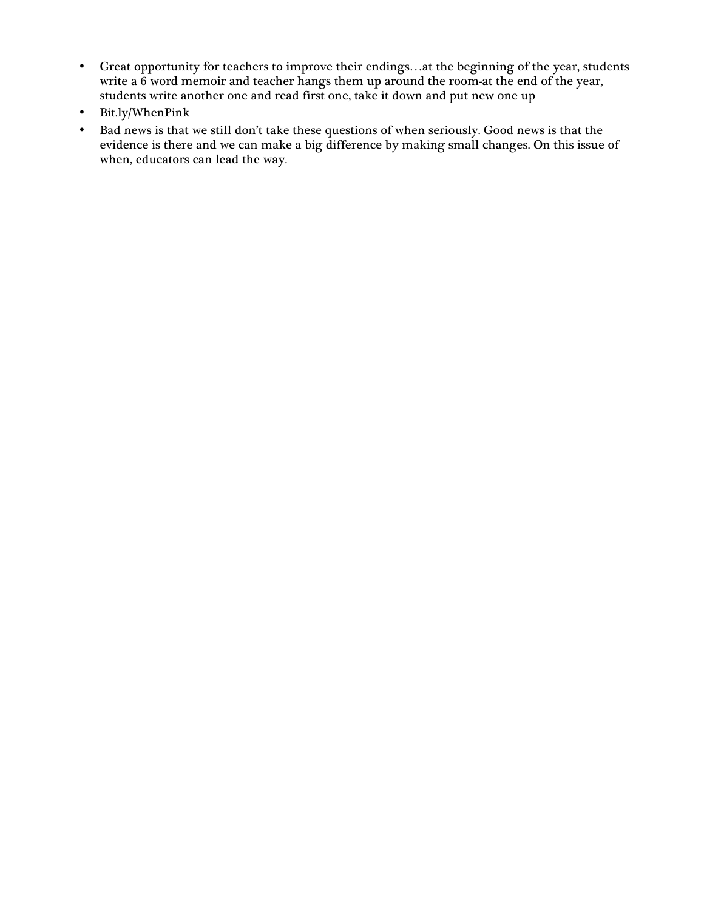- Great opportunity for teachers to improve their endings…at the beginning of the year, students write a 6 word memoir and teacher hangs them up around the room-at the end of the year, students write another one and read first one, take it down and put new one up
- Bit.ly/WhenPink
- Bad news is that we still don't take these questions of when seriously. Good news is that the evidence is there and we can make a big difference by making small changes. On this issue of when, educators can lead the way.